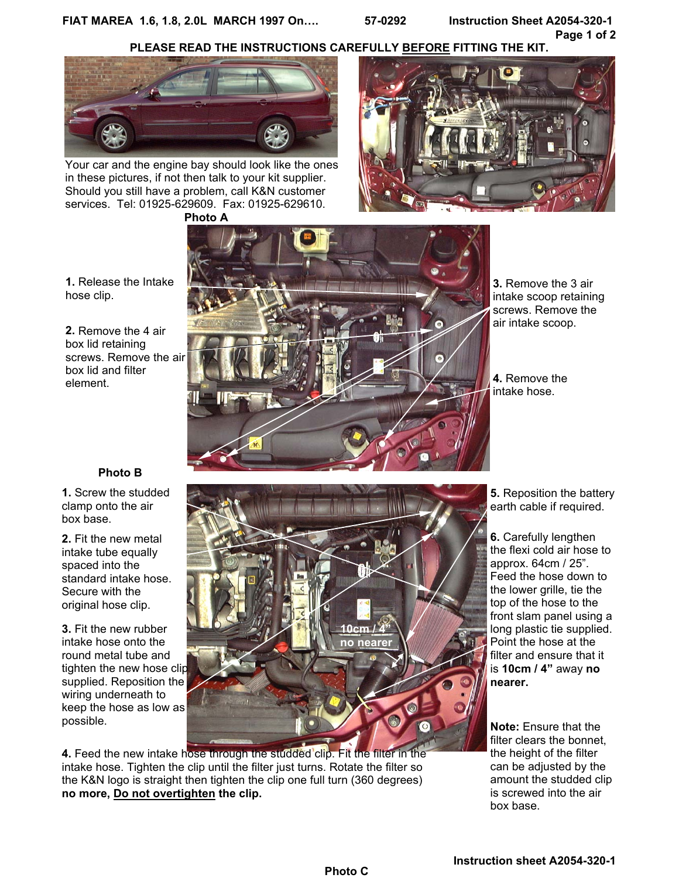FIAT MAREA 1.6, 1.8, 2.0L MARCH 1997 On…. 57-0292 Instruction Sheet A2054-320-1

**PLEASE READ THE INSTRUCTIONS CAREFULLY BEFORE FITTING THE KIT.**

Your car and the engine bay should look like the ones in these pictures, if not then talk to your kit supplier. Should you still have a problem, call K&N customer services. Tel: 01925-629609. Fax: 01925-629610.

**Photo A**

**1.** Release the Intake hose clip.

**2.** Remove the 4 air box lid retaining screws. Remove the air box lid and filter element.

**3.** Remove the 3 air intake scoop retaining screws. Remove the air intake scoop.

**4.** Remove the intake hose.

**Photo B**

**1.** Screw the studded clamp onto the air box base.

**2.** Fit the new metal intake tube equally spaced into the standard intake hose. Secure with the original hose clip.

**3.** Fit the new rubber intake hose onto the round metal tube and tighten the new hose clip supplied. Reposition the wiring underneath to keep the hose as low as possible.

**4.** Feed the new intake hose through the studded clip. Fit the filter in the intake hose. Tighten the clip until the filter just turns. Rotate the filter so the K&N logo is straight then tighten the clip one full turn (360 degrees) **no more, Do not overtighten the clip.**

**5.** Reposition the battery earth cable if required.

**6.** Carefully lengthen the flexi cold air hose to approx. 64cm / 25". Feed the hose down to the lower grille, tie the top of the hose to the front slam panel using a long plastic tie supplied. Point the hose at the filter and ensure that it is **10cm / 4"** away **no nearer.**

10cm / 4" no nearer

**Note:** Ensure that the filter clears the bonnet, the height of the filter can be adjusted by the amount the studded clip is screwed into the air box base.

**Photo C**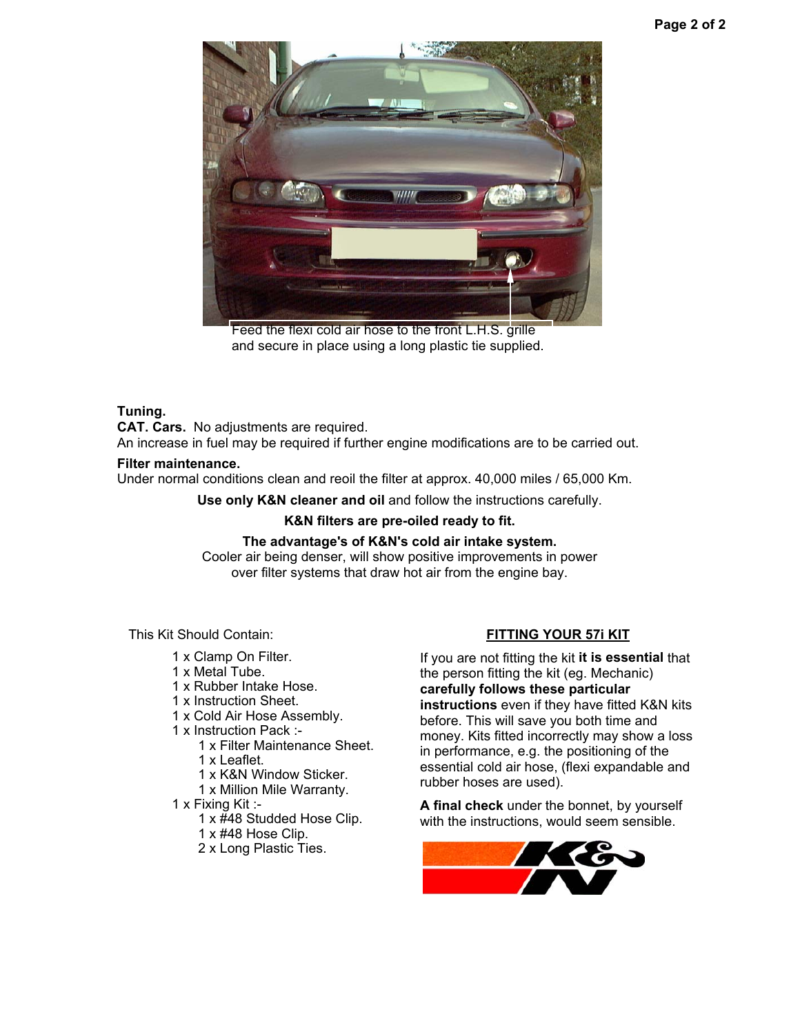Feed the flexi cold air hose to the front L.H.S. grille and secure in place using a long plastic tie supplied.

**Tuning.**
**CAT. Cars.** No adjustments are required.
An increase in fuel may be required if further engine modifications are to be carried out.

**Filter maintenance.**
Under normal conditions clean and reoil the filter at approx. 40,000 miles / 65,000 Km.

**Use only K&N cleaner and oil** and follow the instructions carefully.

**K&N filters are pre-oiled ready to fit.**

**The advantage's of K&N's cold air intake system.**
Cooler air being denser, will show positive improvements in power over filter systems that draw hot air from the engine bay.

This Kit Should Contain:

- 1 x Clamp On Filter.
- 1 x Metal Tube.
- 1 x Rubber Intake Hose.
- 1 x Instruction Sheet.
- 1 x Cold Air Hose Assembly.
- 1 x Instruction Pack :-
  - 1 x Filter Maintenance Sheet.
  - 1 x Leaflet.
  - 1 x K&N Window Sticker.
  - 1 x Million Mile Warranty.
- 1 x Fixing Kit :-
  - 1 x #48 Studded Hose Clip.
  - 1 x #48 Hose Clip.
  - 2 x Long Plastic Ties.

## FITTING YOUR 57i KIT

If you are not fitting the kit **it is essential** that the person fitting the kit (eg. Mechanic) **carefully follows these particular instructions** even if they have fitted K&N kits before. This will save you both time and money. Kits fitted incorrectly may show a loss in performance, e.g. the positioning of the essential cold air hose, (flexi expandable and rubber hoses are used).

**A final check** under the bonnet, by yourself with the instructions, would seem sensible.